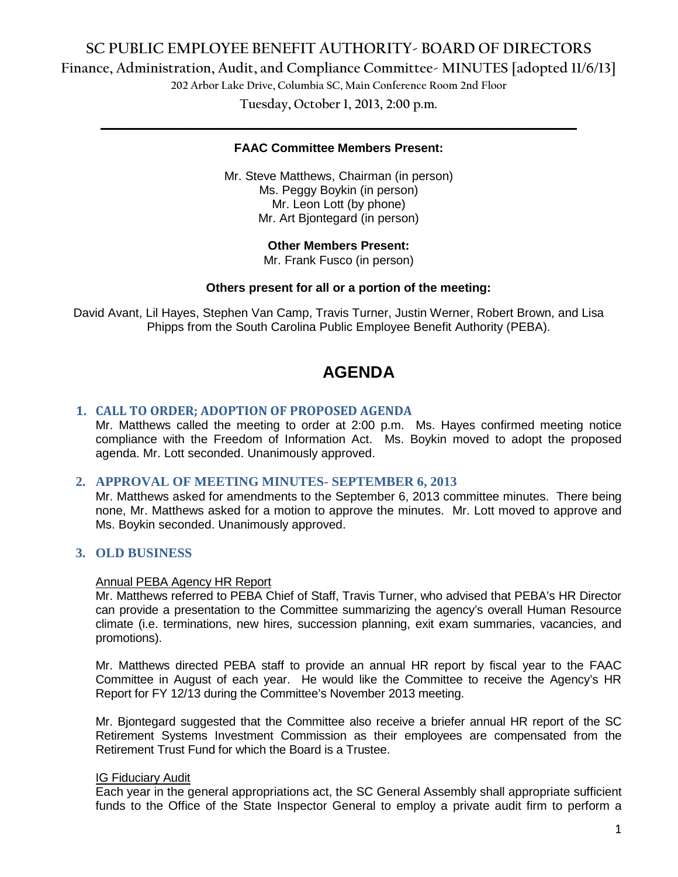# SC PUBLIC EMPLOYEE BENEFIT AUTHORITY- BOARD OF DIRECTORS

## Finance, Administration, Audit, and Compliance Committee- MINUTES [adopted 11/6/13]

202 Arbor Lake Drive, Columbia SC, Main Conference Room 2nd Floor

Tuesday, October 1, 2013, 2:00 p.m.

---

**FAAC Committee Members Present:**

Mr. Steve Matthews, Chairman (in person)
Ms. Peggy Boykin (in person)
Mr. Leon Lott (by phone)
Mr. Art Bjontegard (in person)

**Other Members Present:**
Mr. Frank Fusco (in person)

**Others present for all or a portion of the meeting:**

David Avant, Lil Hayes, Stephen Van Camp, Travis Turner, Justin Werner, Robert Brown, and Lisa Phipps from the South Carolina Public Employee Benefit Authority (PEBA).

# AGENDA

## 1. CALL TO ORDER; ADOPTION OF PROPOSED AGENDA

Mr. Matthews called the meeting to order at 2:00 p.m. Ms. Hayes confirmed meeting notice compliance with the Freedom of Information Act. Ms. Boykin moved to adopt the proposed agenda. Mr. Lott seconded. Unanimously approved.

## 2. APPROVAL OF MEETING MINUTES- SEPTEMBER 6, 2013

Mr. Matthews asked for amendments to the September 6, 2013 committee minutes. There being none, Mr. Matthews asked for a motion to approve the minutes. Mr. Lott moved to approve and Ms. Boykin seconded. Unanimously approved.

## 3. OLD BUSINESS

Annual PEBA Agency HR Report

Mr. Matthews referred to PEBA Chief of Staff, Travis Turner, who advised that PEBA's HR Director can provide a presentation to the Committee summarizing the agency's overall Human Resource climate (i.e. terminations, new hires, succession planning, exit exam summaries, vacancies, and promotions).

Mr. Matthews directed PEBA staff to provide an annual HR report by fiscal year to the FAAC Committee in August of each year. He would like the Committee to receive the Agency's HR Report for FY 12/13 during the Committee's November 2013 meeting.

Mr. Bjontegard suggested that the Committee also receive a briefer annual HR report of the SC Retirement Systems Investment Commission as their employees are compensated from the Retirement Trust Fund for which the Board is a Trustee.

IG Fiduciary Audit

Each year in the general appropriations act, the SC General Assembly shall appropriate sufficient funds to the Office of the State Inspector General to employ a private audit firm to perform a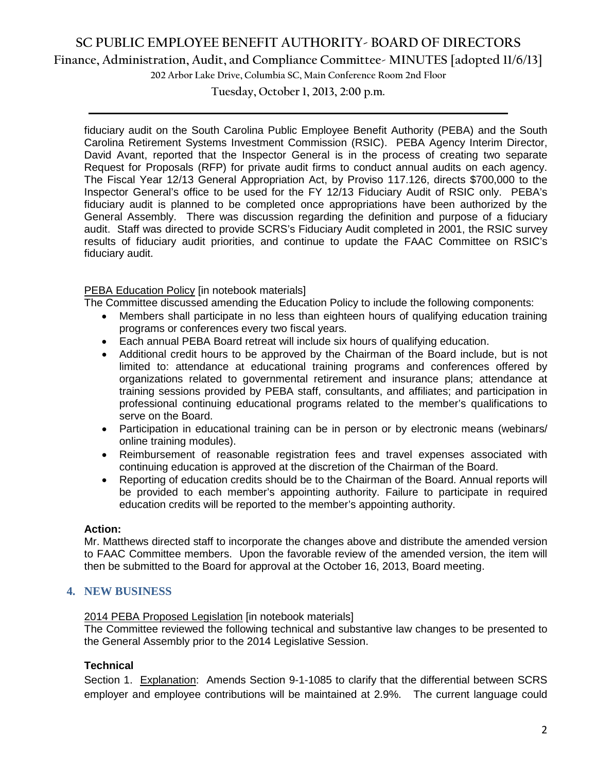fiduciary audit on the South Carolina Public Employee Benefit Authority (PEBA) and the South Carolina Retirement Systems Investment Commission (RSIC). PEBA Agency Interim Director, David Avant, reported that the Inspector General is in the process of creating two separate Request for Proposals (RFP) for private audit firms to conduct annual audits on each agency. The Fiscal Year 12/13 General Appropriation Act, by Proviso 117.126, directs $700,000 to the Inspector General's office to be used for the FY 12/13 Fiduciary Audit of RSIC only. PEBA's fiduciary audit is planned to be completed once appropriations have been authorized by the General Assembly. There was discussion regarding the definition and purpose of a fiduciary audit. Staff was directed to provide SCRS's Fiduciary Audit completed in 2001, the RSIC survey results of fiduciary audit priorities, and continue to update the FAAC Committee on RSIC's fiduciary audit.

PEBA Education Policy [in notebook materials]

The Committee discussed amending the Education Policy to include the following components:

- Members shall participate in no less than eighteen hours of qualifying education training programs or conferences every two fiscal years.
- Each annual PEBA Board retreat will include six hours of qualifying education.
- Additional credit hours to be approved by the Chairman of the Board include, but is not limited to: attendance at educational training programs and conferences offered by organizations related to governmental retirement and insurance plans; attendance at training sessions provided by PEBA staff, consultants, and affiliates; and participation in professional continuing educational programs related to the member's qualifications to serve on the Board.
- Participation in educational training can be in person or by electronic means (webinars/ online training modules).
- Reimbursement of reasonable registration fees and travel expenses associated with continuing education is approved at the discretion of the Chairman of the Board.
- Reporting of education credits should be to the Chairman of the Board. Annual reports will be provided to each member's appointing authority. Failure to participate in required education credits will be reported to the member's appointing authority.

**Action:**

Mr. Matthews directed staff to incorporate the changes above and distribute the amended version to FAAC Committee members. Upon the favorable review of the amended version, the item will then be submitted to the Board for approval at the October 16, 2013, Board meeting.

## 4. NEW BUSINESS

2014 PEBA Proposed Legislation [in notebook materials]

The Committee reviewed the following technical and substantive law changes to be presented to the General Assembly prior to the 2014 Legislative Session.

**Technical**

Section 1. Explanation: Amends Section 9-1-1085 to clarify that the differential between SCRS employer and employee contributions will be maintained at 2.9%. The current language could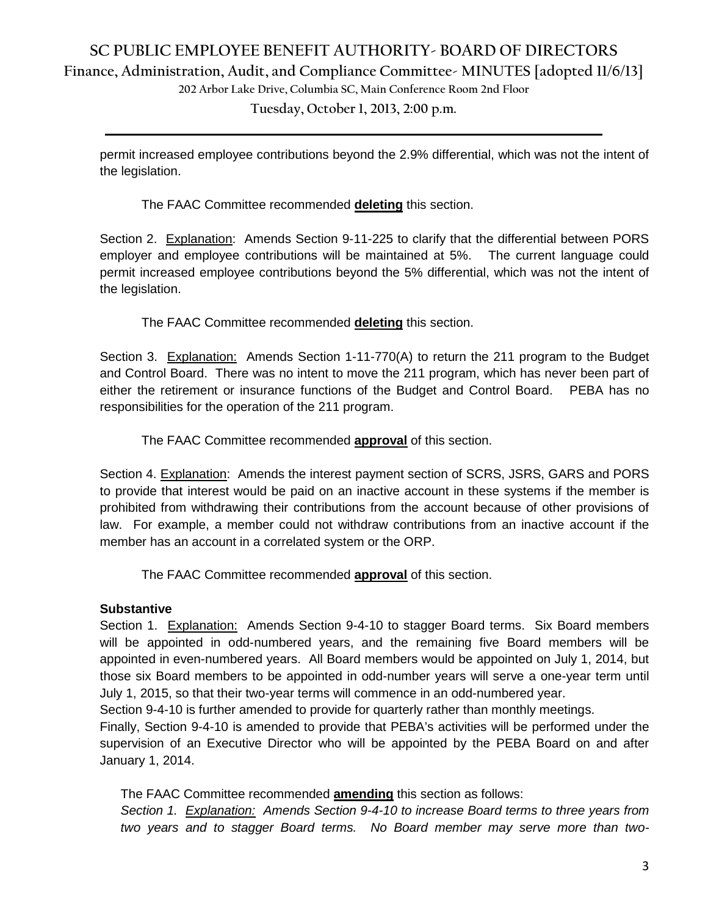permit increased employee contributions beyond the 2.9% differential, which was not the intent of the legislation.

The FAAC Committee recommended **deleting** this section.

Section 2. Explanation: Amends Section 9-11-225 to clarify that the differential between PORS employer and employee contributions will be maintained at 5%. The current language could permit increased employee contributions beyond the 5% differential, which was not the intent of the legislation.

The FAAC Committee recommended **deleting** this section.

Section 3. Explanation: Amends Section 1-11-770(A) to return the 211 program to the Budget and Control Board. There was no intent to move the 211 program, which has never been part of either the retirement or insurance functions of the Budget and Control Board. PEBA has no responsibilities for the operation of the 211 program.

The FAAC Committee recommended **approval** of this section.

Section 4. Explanation: Amends the interest payment section of SCRS, JSRS, GARS and PORS to provide that interest would be paid on an inactive account in these systems if the member is prohibited from withdrawing their contributions from the account because of other provisions of law. For example, a member could not withdraw contributions from an inactive account if the member has an account in a correlated system or the ORP.

The FAAC Committee recommended **approval** of this section.

**Substantive**

Section 1. Explanation: Amends Section 9-4-10 to stagger Board terms. Six Board members will be appointed in odd-numbered years, and the remaining five Board members will be appointed in even-numbered years. All Board members would be appointed on July 1, 2014, but those six Board members to be appointed in odd-number years will serve a one-year term until July 1, 2015, so that their two-year terms will commence in an odd-numbered year.

Section 9-4-10 is further amended to provide for quarterly rather than monthly meetings.

Finally, Section 9-4-10 is amended to provide that PEBA's activities will be performed under the supervision of an Executive Director who will be appointed by the PEBA Board on and after January 1, 2014.

The FAAC Committee recommended **amending** this section as follows:

*Section 1. Explanation: Amends Section 9-4-10 to increase Board terms to three years from two years and to stagger Board terms. No Board member may serve more than two-*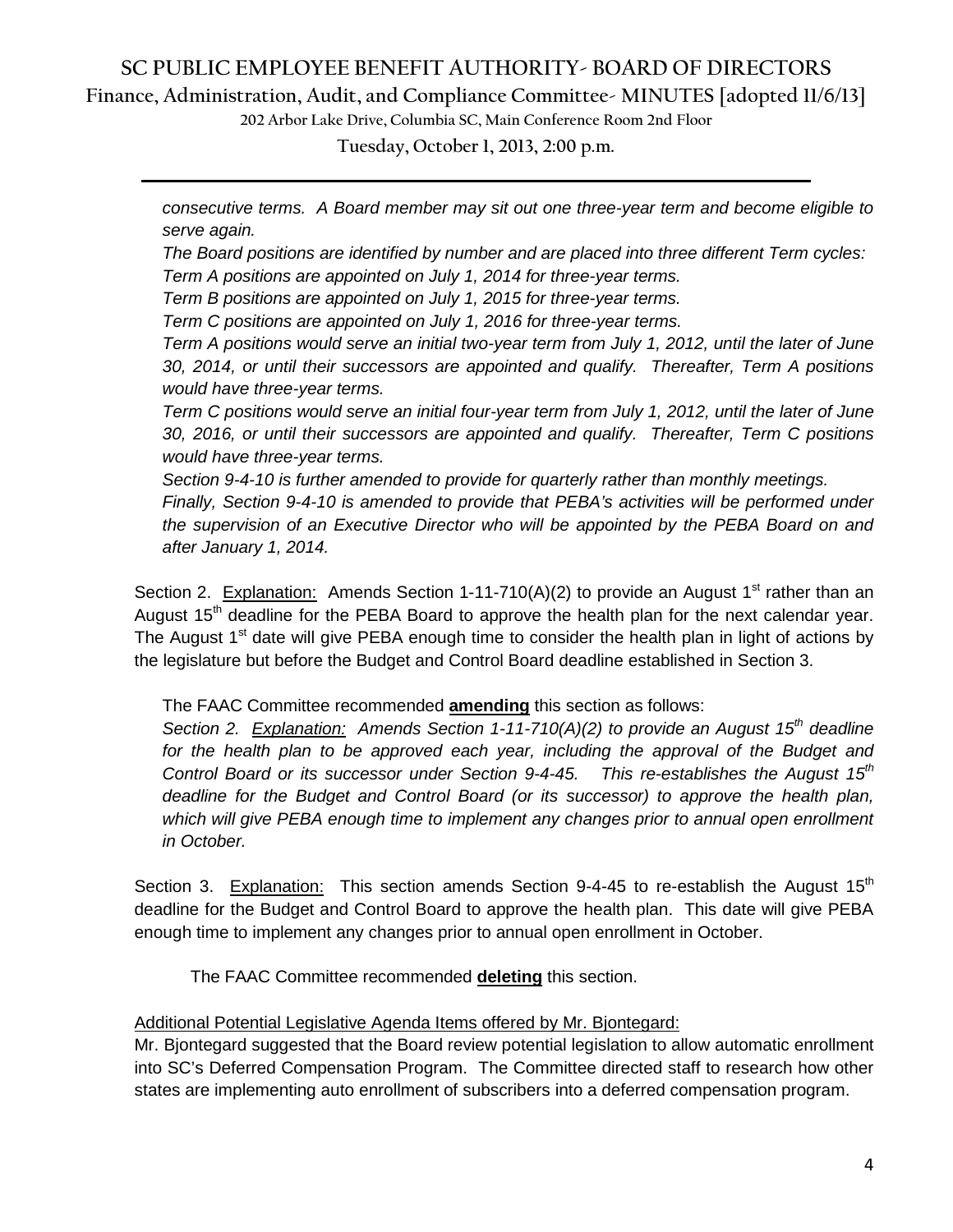*consecutive terms. A Board member may sit out one three-year term and become eligible to serve again.*

*The Board positions are identified by number and are placed into three different Term cycles:*

*Term A positions are appointed on July 1, 2014 for three-year terms.*

*Term B positions are appointed on July 1, 2015 for three-year terms.*

*Term C positions are appointed on July 1, 2016 for three-year terms.*

*Term A positions would serve an initial two-year term from July 1, 2012, until the later of June 30, 2014, or until their successors are appointed and qualify. Thereafter, Term A positions would have three-year terms.*

*Term C positions would serve an initial four-year term from July 1, 2012, until the later of June 30, 2016, or until their successors are appointed and qualify. Thereafter, Term C positions would have three-year terms.*

*Section 9-4-10 is further amended to provide for quarterly rather than monthly meetings.*

*Finally, Section 9-4-10 is amended to provide that PEBA's activities will be performed under the supervision of an Executive Director who will be appointed by the PEBA Board on and after January 1, 2014.*

Section 2. <u>Explanation:</u> Amends Section 1-11-710(A)(2) to provide an August 1st rather than an August 15th deadline for the PEBA Board to approve the health plan for the next calendar year. The August 1st date will give PEBA enough time to consider the health plan in light of actions by the legislature but before the Budget and Control Board deadline established in Section 3.

The FAAC Committee recommended **<u>amending</u>** this section as follows:

*Section 2. <u>Explanation:</u> Amends Section 1-11-710(A)(2) to provide an August 15th deadline for the health plan to be approved each year, including the approval of the Budget and Control Board or its successor under Section 9-4-45. This re-establishes the August 15th deadline for the Budget and Control Board (or its successor) to approve the health plan, which will give PEBA enough time to implement any changes prior to annual open enrollment in October.*

Section 3. <u>Explanation:</u> This section amends Section 9-4-45 to re-establish the August 15th deadline for the Budget and Control Board to approve the health plan. This date will give PEBA enough time to implement any changes prior to annual open enrollment in October.

The FAAC Committee recommended **<u>deleting</u>** this section.

<u>Additional Potential Legislative Agenda Items offered by Mr. Bjontegard:</u>

Mr. Bjontegard suggested that the Board review potential legislation to allow automatic enrollment into SC's Deferred Compensation Program. The Committee directed staff to research how other states are implementing auto enrollment of subscribers into a deferred compensation program.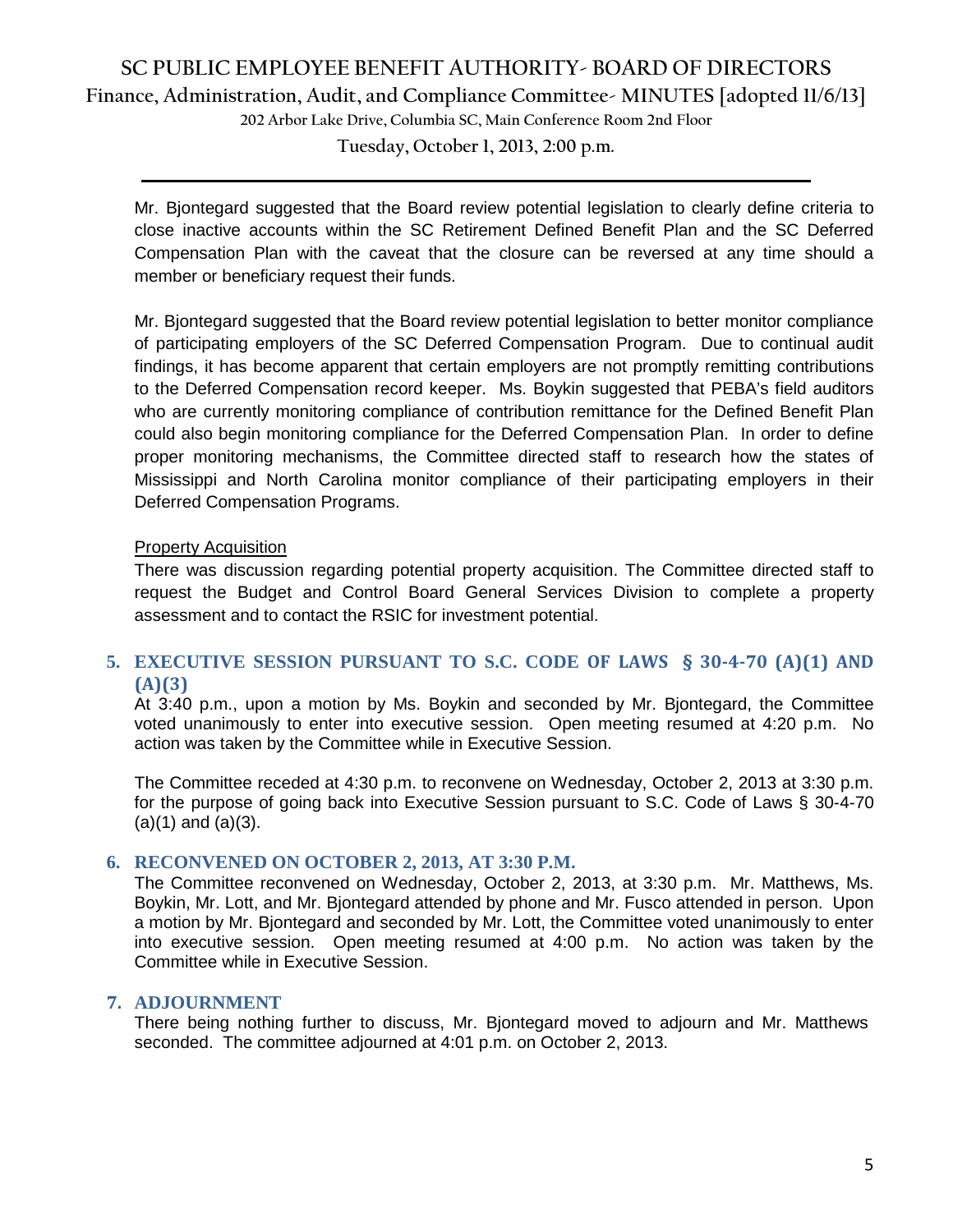Mr. Bjontegard suggested that the Board review potential legislation to clearly define criteria to close inactive accounts within the SC Retirement Defined Benefit Plan and the SC Deferred Compensation Plan with the caveat that the closure can be reversed at any time should a member or beneficiary request their funds.

Mr. Bjontegard suggested that the Board review potential legislation to better monitor compliance of participating employers of the SC Deferred Compensation Program. Due to continual audit findings, it has become apparent that certain employers are not promptly remitting contributions to the Deferred Compensation record keeper. Ms. Boykin suggested that PEBA's field auditors who are currently monitoring compliance of contribution remittance for the Defined Benefit Plan could also begin monitoring compliance for the Deferred Compensation Plan. In order to define proper monitoring mechanisms, the Committee directed staff to research how the states of Mississippi and North Carolina monitor compliance of their participating employers in their Deferred Compensation Programs.

Property Acquisition

There was discussion regarding potential property acquisition. The Committee directed staff to request the Budget and Control Board General Services Division to complete a property assessment and to contact the RSIC for investment potential.

## 5. EXECUTIVE SESSION PURSUANT TO S.C. CODE OF LAWS § 30-4-70 (A)(1) AND (A)(3)

At 3:40 p.m., upon a motion by Ms. Boykin and seconded by Mr. Bjontegard, the Committee voted unanimously to enter into executive session. Open meeting resumed at 4:20 p.m. No action was taken by the Committee while in Executive Session.

The Committee receded at 4:30 p.m. to reconvene on Wednesday, October 2, 2013 at 3:30 p.m. for the purpose of going back into Executive Session pursuant to S.C. Code of Laws § 30-4-70 (a)(1) and (a)(3).

## 6. RECONVENED ON OCTOBER 2, 2013, AT 3:30 P.M.

The Committee reconvened on Wednesday, October 2, 2013, at 3:30 p.m. Mr. Matthews, Ms. Boykin, Mr. Lott, and Mr. Bjontegard attended by phone and Mr. Fusco attended in person. Upon a motion by Mr. Bjontegard and seconded by Mr. Lott, the Committee voted unanimously to enter into executive session. Open meeting resumed at 4:00 p.m. No action was taken by the Committee while in Executive Session.

## 7. ADJOURNMENT

There being nothing further to discuss, Mr. Bjontegard moved to adjourn and Mr. Matthews seconded. The committee adjourned at 4:01 p.m. on October 2, 2013.